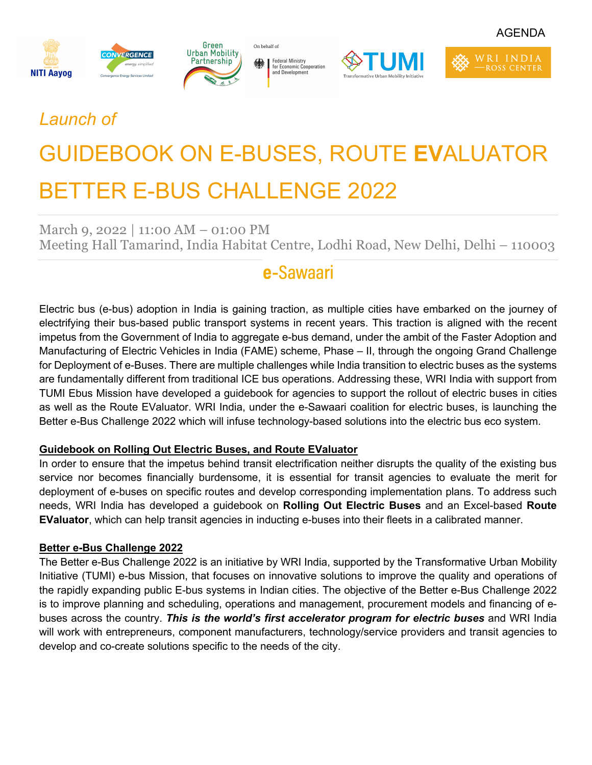AGENDA

*Launch of*

# GUIDEBOOK ON E-BUSES, ROUTE **EV**ALUATOR BETTER E-BUS CHALLENGE 2022

March 9, 2022 | 11:00 AM – 01:00 PM
Meeting Hall Tamarind, India Habitat Centre, Lodhi Road, New Delhi, Delhi – 110003

**e**-Sawaari

Electric bus (e-bus) adoption in India is gaining traction, as multiple cities have embarked on the journey of electrifying their bus-based public transport systems in recent years. This traction is aligned with the recent impetus from the Government of India to aggregate e-bus demand, under the ambit of the Faster Adoption and Manufacturing of Electric Vehicles in India (FAME) scheme, Phase – II, through the ongoing Grand Challenge for Deployment of e-Buses. There are multiple challenges while India transition to electric buses as the systems are fundamentally different from traditional ICE bus operations. Addressing these, WRI India with support from TUMI Ebus Mission have developed a guidebook for agencies to support the rollout of electric buses in cities as well as the Route EValuator. WRI India, under the e-Sawaari coalition for electric buses, is launching the Better e-Bus Challenge 2022 which will infuse technology-based solutions into the electric bus eco system.

**Guidebook on Rolling Out Electric Buses, and Route EValuator**

In order to ensure that the impetus behind transit electrification neither disrupts the quality of the existing bus service nor becomes financially burdensome, it is essential for transit agencies to evaluate the merit for deployment of e-buses on specific routes and develop corresponding implementation plans. To address such needs, WRI India has developed a guidebook on **Rolling Out Electric Buses** and an Excel-based **Route EValuator**, which can help transit agencies in inducting e-buses into their fleets in a calibrated manner.

**Better e-Bus Challenge 2022**

The Better e-Bus Challenge 2022 is an initiative by WRI India, supported by the Transformative Urban Mobility Initiative (TUMI) e-bus Mission, that focuses on innovative solutions to improve the quality and operations of the rapidly expanding public E-bus systems in Indian cities. The objective of the Better e-Bus Challenge 2022 is to improve planning and scheduling, operations and management, procurement models and financing of e-buses across the country. ***This is the world's first accelerator program for electric buses*** and WRI India will work with entrepreneurs, component manufacturers, technology/service providers and transit agencies to develop and co-create solutions specific to the needs of the city.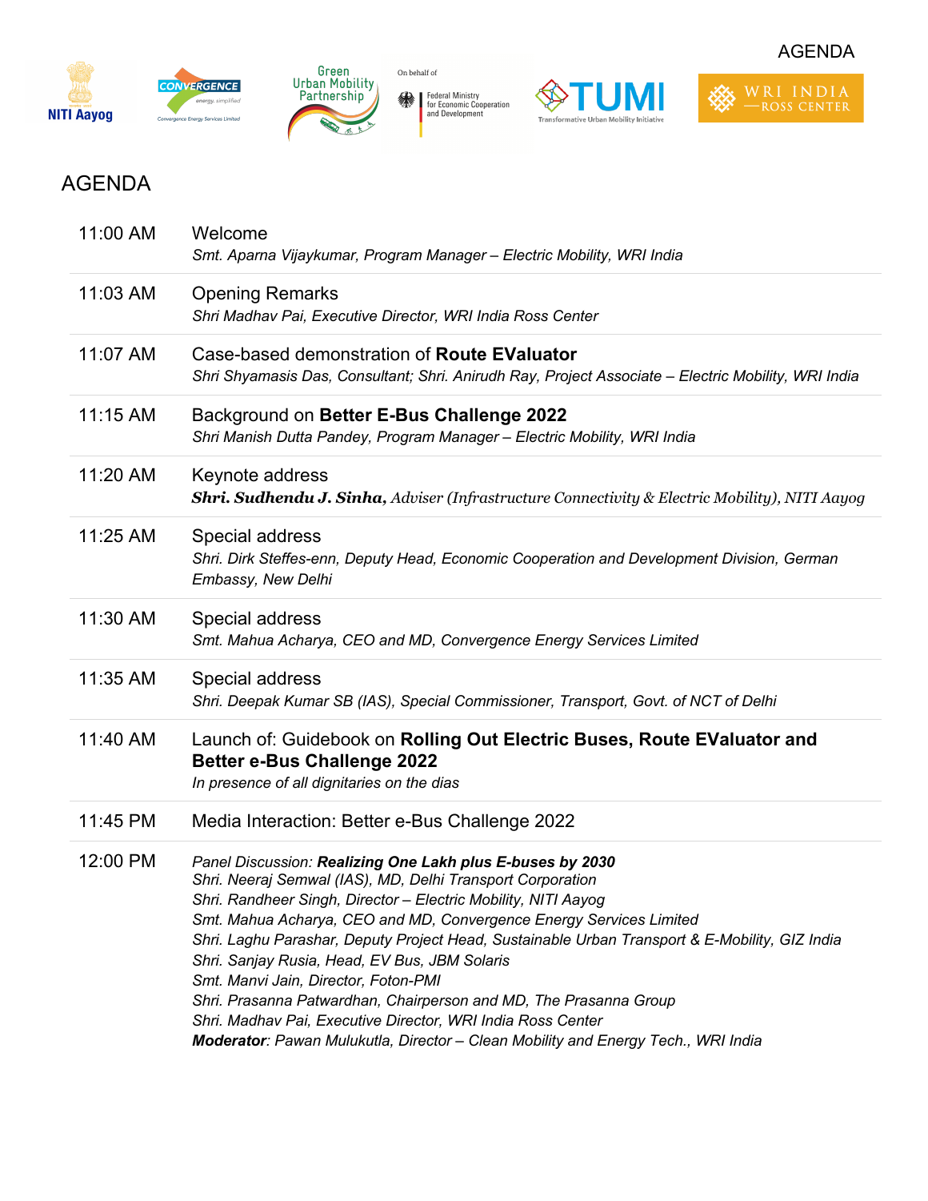AGENDA

# AGENDA

| Time | Session |
|---|---|
| 11:00 AM | Welcome<br>*Smt. Aparna Vijaykumar, Program Manager – Electric Mobility, WRI India* |
| 11:03 AM | Opening Remarks<br>*Shri Madhav Pai, Executive Director, WRI India Ross Center* |
| 11:07 AM | Case-based demonstration of **Route EValuator**<br>*Shri Shyamasis Das, Consultant; Shri. Anirudh Ray, Project Associate – Electric Mobility, WRI India* |
| 11:15 AM | Background on **Better E-Bus Challenge 2022**<br>*Shri Manish Dutta Pandey, Program Manager – Electric Mobility, WRI India* |
| 11:20 AM | Keynote address<br>***Shri. Sudhendu J. Sinha,** Adviser (Infrastructure Connectivity & Electric Mobility), NITI Aayog* |
| 11:25 AM | Special address<br>*Shri. Dirk Steffes-enn, Deputy Head, Economic Cooperation and Development Division, German Embassy, New Delhi* |
| 11:30 AM | Special address<br>*Smt. Mahua Acharya, CEO and MD, Convergence Energy Services Limited* |
| 11:35 AM | Special address<br>*Shri. Deepak Kumar SB (IAS), Special Commissioner, Transport, Govt. of NCT of Delhi* |
| 11:40 AM | Launch of: Guidebook on **Rolling Out Electric Buses, Route EValuator and Better e-Bus Challenge 2022**<br>*In presence of all dignitaries on the dias* |
| 11:45 PM | Media Interaction: Better e-Bus Challenge 2022 |
| 12:00 PM | *Panel Discussion: **Realizing One Lakh plus E-buses by 2030***<br>*Shri. Neeraj Semwal (IAS), MD, Delhi Transport Corporation*<br>*Shri. Randheer Singh, Director – Electric Mobility, NITI Aayog*<br>*Smt. Mahua Acharya, CEO and MD, Convergence Energy Services Limited*<br>*Shri. Laghu Parashar, Deputy Project Head, Sustainable Urban Transport & E-Mobility, GIZ India*<br>*Shri. Sanjay Rusia, Head, EV Bus, JBM Solaris*<br>*Smt. Manvi Jain, Director, Foton-PMI*<br>*Shri. Prasanna Patwardhan, Chairperson and MD, The Prasanna Group*<br>*Shri. Madhav Pai, Executive Director, WRI India Ross Center*<br>***Moderator**: Pawan Mulukutla, Director – Clean Mobility and Energy Tech., WRI India* |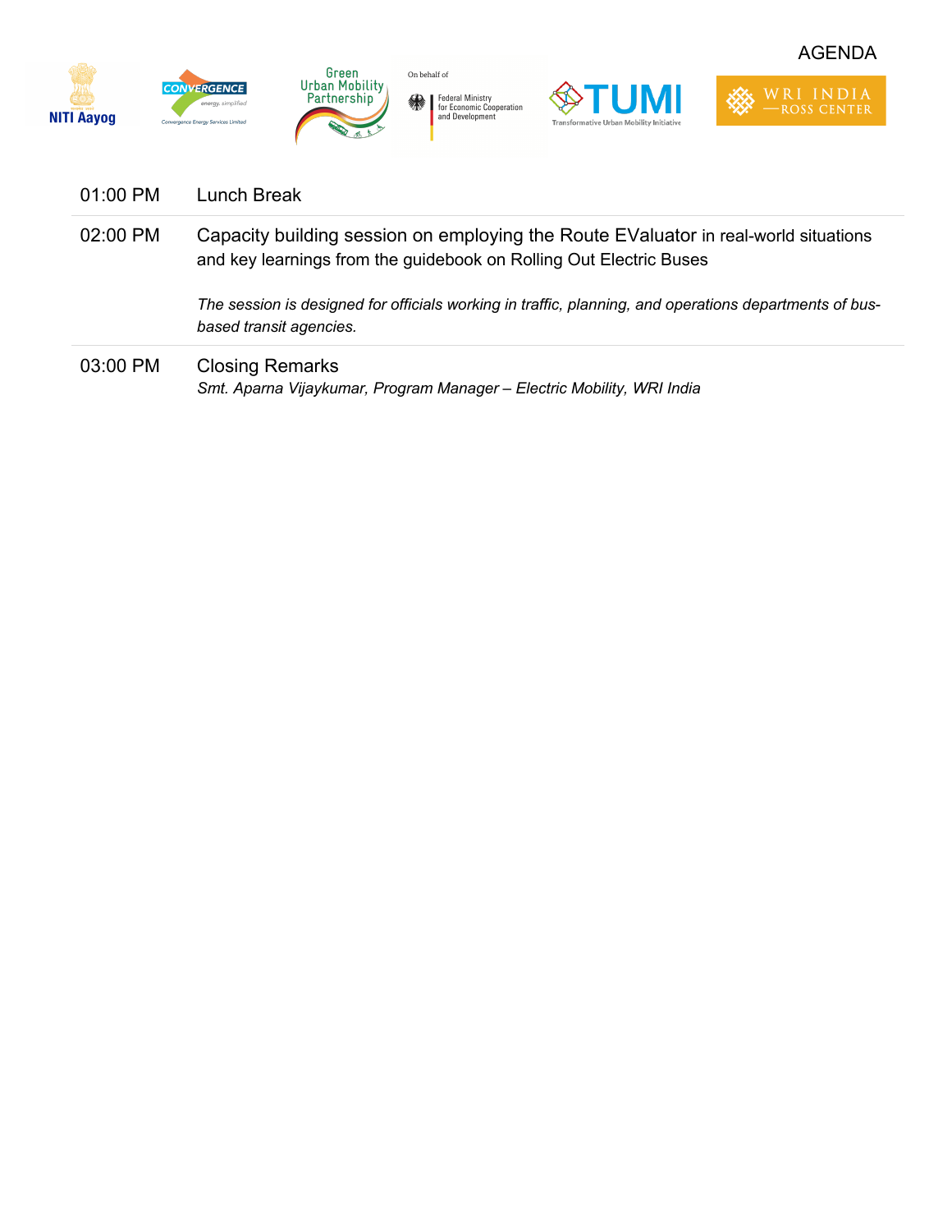AGENDA

| | |
|---|---|
| 01:00 PM | Lunch Break |
| 02:00 PM | Capacity building session on employing the Route EValuator in real-world situations and key learnings from the guidebook on Rolling Out Electric Buses<br><br>*The session is designed for officials working in traffic, planning, and operations departments of bus-based transit agencies.* |
| 03:00 PM | Closing Remarks<br>*Smt. Aparna Vijaykumar, Program Manager – Electric Mobility, WRI India* |